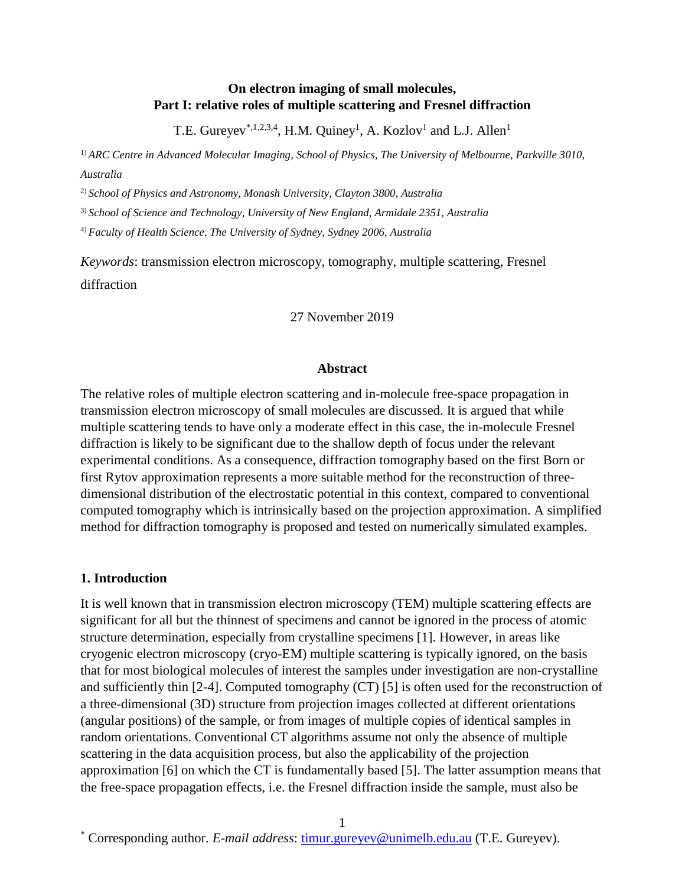**On electron imaging of small molecules,**
**Part I: relative roles of multiple scattering and Fresnel diffraction**

T.E. Gureyev[*,1,2,3,4], H.M. Quiney[1], A. Kozlov[1] and L.J. Allen[1]

[1] *ARC Centre in Advanced Molecular Imaging, School of Physics, The University of Melbourne, Parkville 3010, Australia*

[2] *School of Physics and Astronomy, Monash University, Clayton 3800, Australia*

[3] *School of Science and Technology, University of New England, Armidale 2351, Australia*

[4] *Faculty of Health Science, The University of Sydney, Sydney 2006, Australia*

*Keywords*: transmission electron microscopy, tomography, multiple scattering, Fresnel diffraction

27 November 2019

## Abstract

The relative roles of multiple electron scattering and in-molecule free-space propagation in transmission electron microscopy of small molecules are discussed. It is argued that while multiple scattering tends to have only a moderate effect in this case, the in-molecule Fresnel diffraction is likely to be significant due to the shallow depth of focus under the relevant experimental conditions. As a consequence, diffraction tomography based on the first Born or first Rytov approximation represents a more suitable method for the reconstruction of three-dimensional distribution of the electrostatic potential in this context, compared to conventional computed tomography which is intrinsically based on the projection approximation. A simplified method for diffraction tomography is proposed and tested on numerically simulated examples.

## 1. Introduction

It is well known that in transmission electron microscopy (TEM) multiple scattering effects are significant for all but the thinnest of specimens and cannot be ignored in the process of atomic structure determination, especially from crystalline specimens [1]. However, in areas like cryogenic electron microscopy (cryo-EM) multiple scattering is typically ignored, on the basis that for most biological molecules of interest the samples under investigation are non-crystalline and sufficiently thin [2-4]. Computed tomography (CT) [5] is often used for the reconstruction of a three-dimensional (3D) structure from projection images collected at different orientations (angular positions) of the sample, or from images of multiple copies of identical samples in random orientations. Conventional CT algorithms assume not only the absence of multiple scattering in the data acquisition process, but also the applicability of the projection approximation [6] on which the CT is fundamentally based [5]. The latter assumption means that the free-space propagation effects, i.e. the Fresnel diffraction inside the sample, must also be

[*] Corresponding author. *E-mail address*: timur.gureyev@unimelb.edu.au (T.E. Gureyev).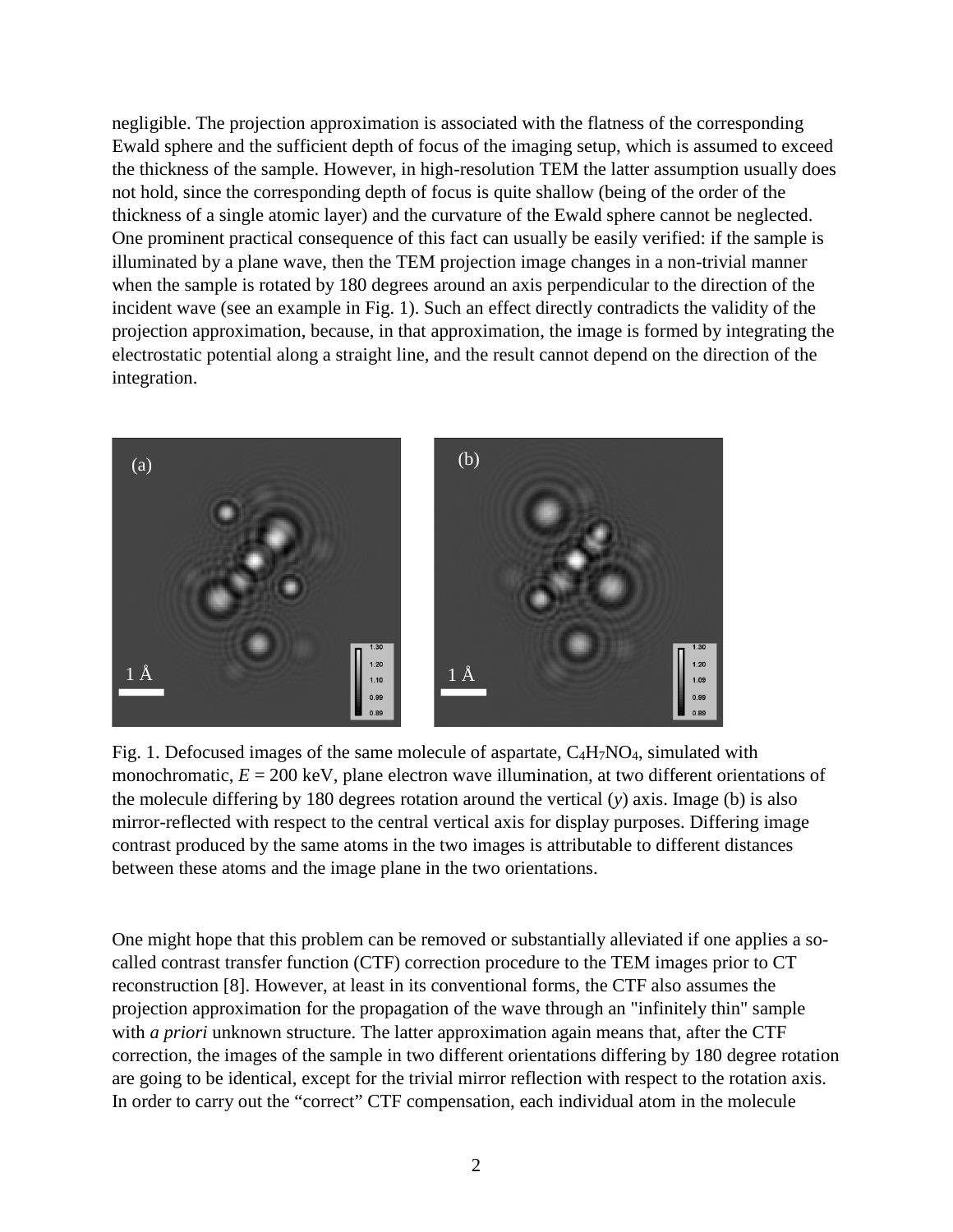negligible. The projection approximation is associated with the flatness of the corresponding Ewald sphere and the sufficient depth of focus of the imaging setup, which is assumed to exceed the thickness of the sample. However, in high-resolution TEM the latter assumption usually does not hold, since the corresponding depth of focus is quite shallow (being of the order of the thickness of a single atomic layer) and the curvature of the Ewald sphere cannot be neglected. One prominent practical consequence of this fact can usually be easily verified: if the sample is illuminated by a plane wave, then the TEM projection image changes in a non-trivial manner when the sample is rotated by 180 degrees around an axis perpendicular to the direction of the incident wave (see an example in Fig. 1). Such an effect directly contradicts the validity of the projection approximation, because, in that approximation, the image is formed by integrating the electrostatic potential along a straight line, and the result cannot depend on the direction of the integration.

Fig. 1. Defocused images of the same molecule of aspartate, $C_4H_7NO_4$, simulated with monochromatic, $E = 200$ keV, plane electron wave illumination, at two different orientations of the molecule differing by 180 degrees rotation around the vertical ($y$) axis. Image (b) is also mirror-reflected with respect to the central vertical axis for display purposes. Differing image contrast produced by the same atoms in the two images is attributable to different distances between these atoms and the image plane in the two orientations.

One might hope that this problem can be removed or substantially alleviated if one applies a so-called contrast transfer function (CTF) correction procedure to the TEM images prior to CT reconstruction [8]. However, at least in its conventional forms, the CTF also assumes the projection approximation for the propagation of the wave through an "infinitely thin" sample with *a priori* unknown structure. The latter approximation again means that, after the CTF correction, the images of the sample in two different orientations differing by 180 degree rotation are going to be identical, except for the trivial mirror reflection with respect to the rotation axis. In order to carry out the "correct" CTF compensation, each individual atom in the molecule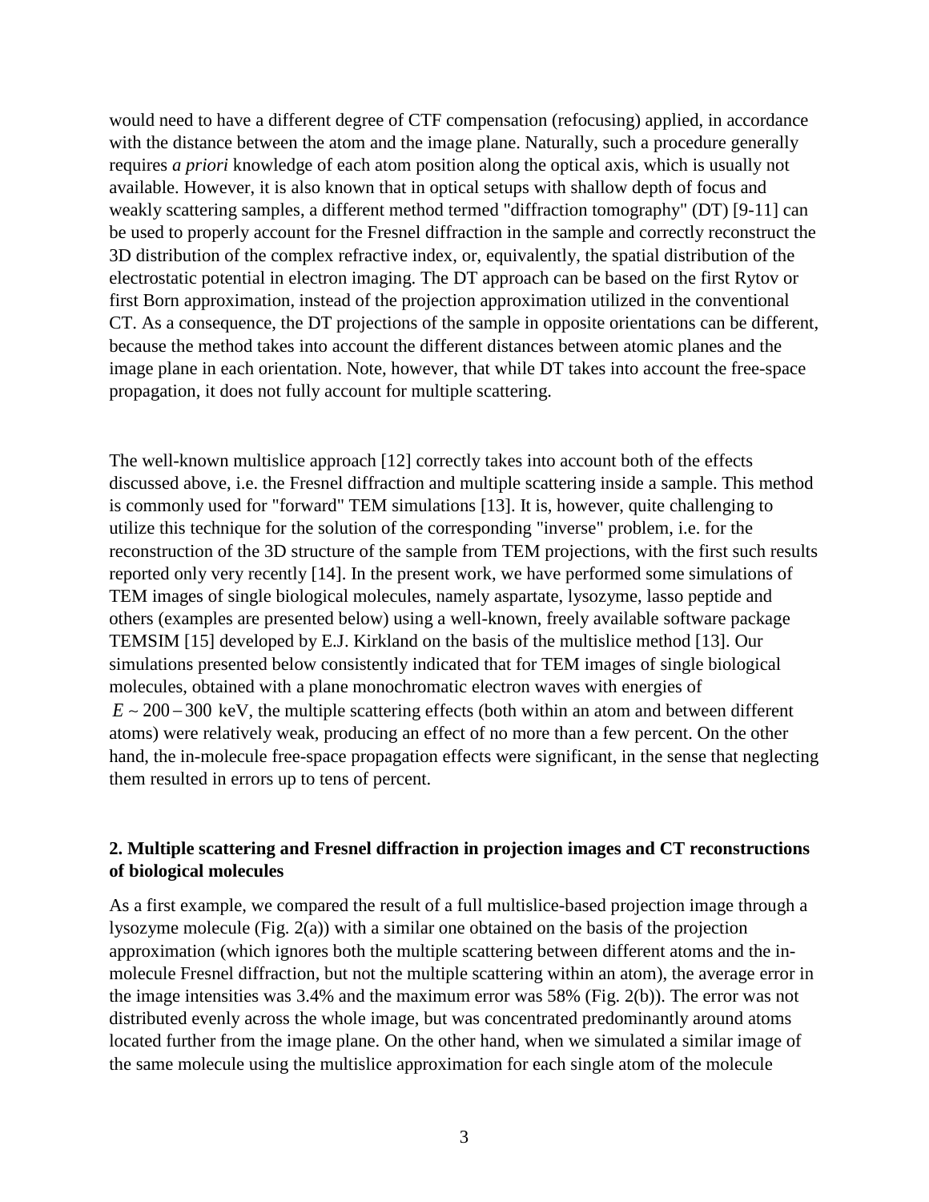would need to have a different degree of CTF compensation (refocusing) applied, in accordance with the distance between the atom and the image plane. Naturally, such a procedure generally requires *a priori* knowledge of each atom position along the optical axis, which is usually not available. However, it is also known that in optical setups with shallow depth of focus and weakly scattering samples, a different method termed "diffraction tomography" (DT) [9-11] can be used to properly account for the Fresnel diffraction in the sample and correctly reconstruct the 3D distribution of the complex refractive index, or, equivalently, the spatial distribution of the electrostatic potential in electron imaging. The DT approach can be based on the first Rytov or first Born approximation, instead of the projection approximation utilized in the conventional CT. As a consequence, the DT projections of the sample in opposite orientations can be different, because the method takes into account the different distances between atomic planes and the image plane in each orientation. Note, however, that while DT takes into account the free-space propagation, it does not fully account for multiple scattering.

The well-known multislice approach [12] correctly takes into account both of the effects discussed above, i.e. the Fresnel diffraction and multiple scattering inside a sample. This method is commonly used for "forward" TEM simulations [13]. It is, however, quite challenging to utilize this technique for the solution of the corresponding "inverse" problem, i.e. for the reconstruction of the 3D structure of the sample from TEM projections, with the first such results reported only very recently [14]. In the present work, we have performed some simulations of TEM images of single biological molecules, namely aspartate, lysozyme, lasso peptide and others (examples are presented below) using a well-known, freely available software package TEMSIM [15] developed by E.J. Kirkland on the basis of the multislice method [13]. Our simulations presented below consistently indicated that for TEM images of single biological molecules, obtained with a plane monochromatic electron waves with energies of $E \sim 200-300$ keV, the multiple scattering effects (both within an atom and between different atoms) were relatively weak, producing an effect of no more than a few percent. On the other hand, the in-molecule free-space propagation effects were significant, in the sense that neglecting them resulted in errors up to tens of percent.

## 2. Multiple scattering and Fresnel diffraction in projection images and CT reconstructions of biological molecules

As a first example, we compared the result of a full multislice-based projection image through a lysozyme molecule (Fig. 2(a)) with a similar one obtained on the basis of the projection approximation (which ignores both the multiple scattering between different atoms and the in-molecule Fresnel diffraction, but not the multiple scattering within an atom), the average error in the image intensities was 3.4% and the maximum error was 58% (Fig. 2(b)). The error was not distributed evenly across the whole image, but was concentrated predominantly around atoms located further from the image plane. On the other hand, when we simulated a similar image of the same molecule using the multislice approximation for each single atom of the molecule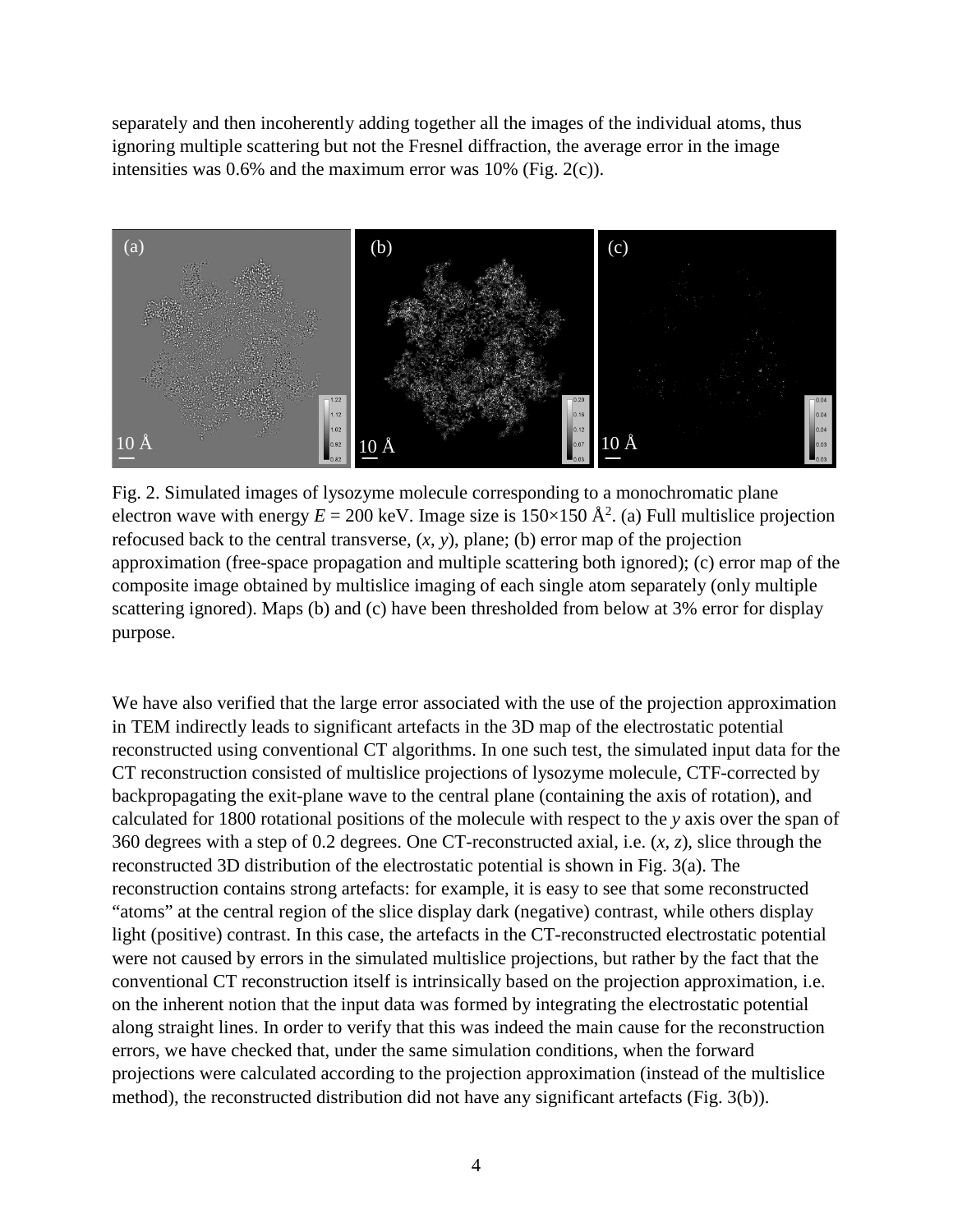separately and then incoherently adding together all the images of the individual atoms, thus ignoring multiple scattering but not the Fresnel diffraction, the average error in the image intensities was 0.6% and the maximum error was 10% (Fig. 2(c)).

Fig. 2. Simulated images of lysozyme molecule corresponding to a monochromatic plane electron wave with energy $E = 200$ keV. Image size is $150 \times 150$ Å$^2$. (a) Full multislice projection refocused back to the central transverse, $(x, y)$, plane; (b) error map of the projection approximation (free-space propagation and multiple scattering both ignored); (c) error map of the composite image obtained by multislice imaging of each single atom separately (only multiple scattering ignored). Maps (b) and (c) have been thresholded from below at 3% error for display purpose.

We have also verified that the large error associated with the use of the projection approximation in TEM indirectly leads to significant artefacts in the 3D map of the electrostatic potential reconstructed using conventional CT algorithms. In one such test, the simulated input data for the CT reconstruction consisted of multislice projections of lysozyme molecule, CTF-corrected by backpropagating the exit-plane wave to the central plane (containing the axis of rotation), and calculated for 1800 rotational positions of the molecule with respect to the *y* axis over the span of 360 degrees with a step of 0.2 degrees. One CT-reconstructed axial, i.e. $(x, z)$, slice through the reconstructed 3D distribution of the electrostatic potential is shown in Fig. 3(a). The reconstruction contains strong artefacts: for example, it is easy to see that some reconstructed "atoms" at the central region of the slice display dark (negative) contrast, while others display light (positive) contrast. In this case, the artefacts in the CT-reconstructed electrostatic potential were not caused by errors in the simulated multislice projections, but rather by the fact that the conventional CT reconstruction itself is intrinsically based on the projection approximation, i.e. on the inherent notion that the input data was formed by integrating the electrostatic potential along straight lines. In order to verify that this was indeed the main cause for the reconstruction errors, we have checked that, under the same simulation conditions, when the forward projections were calculated according to the projection approximation (instead of the multislice method), the reconstructed distribution did not have any significant artefacts (Fig. 3(b)).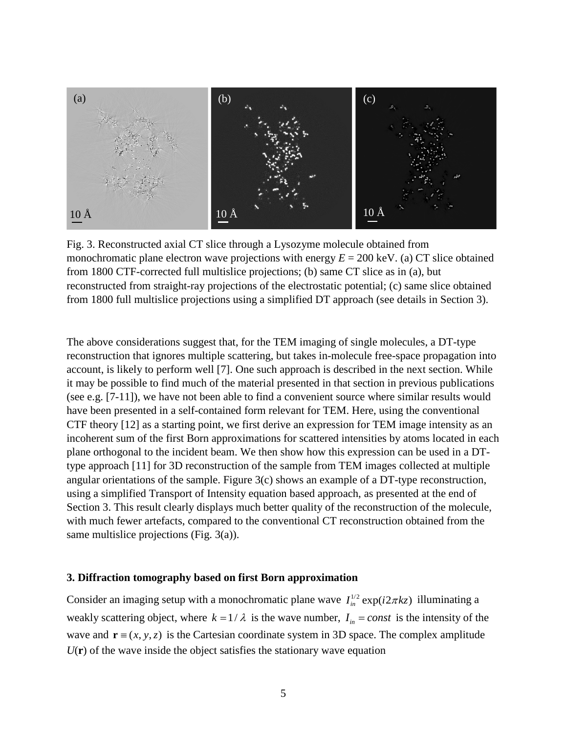Fig. 3. Reconstructed axial CT slice through a Lysozyme molecule obtained from monochromatic plane electron wave projections with energy $E = 200$ keV. (a) CT slice obtained from 1800 CTF-corrected full multislice projections; (b) same CT slice as in (a), but reconstructed from straight-ray projections of the electrostatic potential; (c) same slice obtained from 1800 full multislice projections using a simplified DT approach (see details in Section 3).

The above considerations suggest that, for the TEM imaging of single molecules, a DT-type reconstruction that ignores multiple scattering, but takes in-molecule free-space propagation into account, is likely to perform well [7]. One such approach is described in the next section. While it may be possible to find much of the material presented in that section in previous publications (see e.g. [7-11]), we have not been able to find a convenient source where similar results would have been presented in a self-contained form relevant for TEM. Here, using the conventional CTF theory [12] as a starting point, we first derive an expression for TEM image intensity as an incoherent sum of the first Born approximations for scattered intensities by atoms located in each plane orthogonal to the incident beam. We then show how this expression can be used in a DT-type approach [11] for 3D reconstruction of the sample from TEM images collected at multiple angular orientations of the sample. Figure 3(c) shows an example of a DT-type reconstruction, using a simplified Transport of Intensity equation based approach, as presented at the end of Section 3. This result clearly displays much better quality of the reconstruction of the molecule, with much fewer artefacts, compared to the conventional CT reconstruction obtained from the same multislice projections (Fig. 3(a)).

### 3. Diffraction tomography based on first Born approximation

Consider an imaging setup with a monochromatic plane wave $I_{in}^{1/2} \exp(i2\pi kz)$ illuminating a weakly scattering object, where $k = 1/\lambda$ is the wave number, $I_{in} = const$ is the intensity of the wave and $\mathbf{r} \equiv (x, y, z)$ is the Cartesian coordinate system in 3D space. The complex amplitude $U(\mathbf{r})$ of the wave inside the object satisfies the stationary wave equation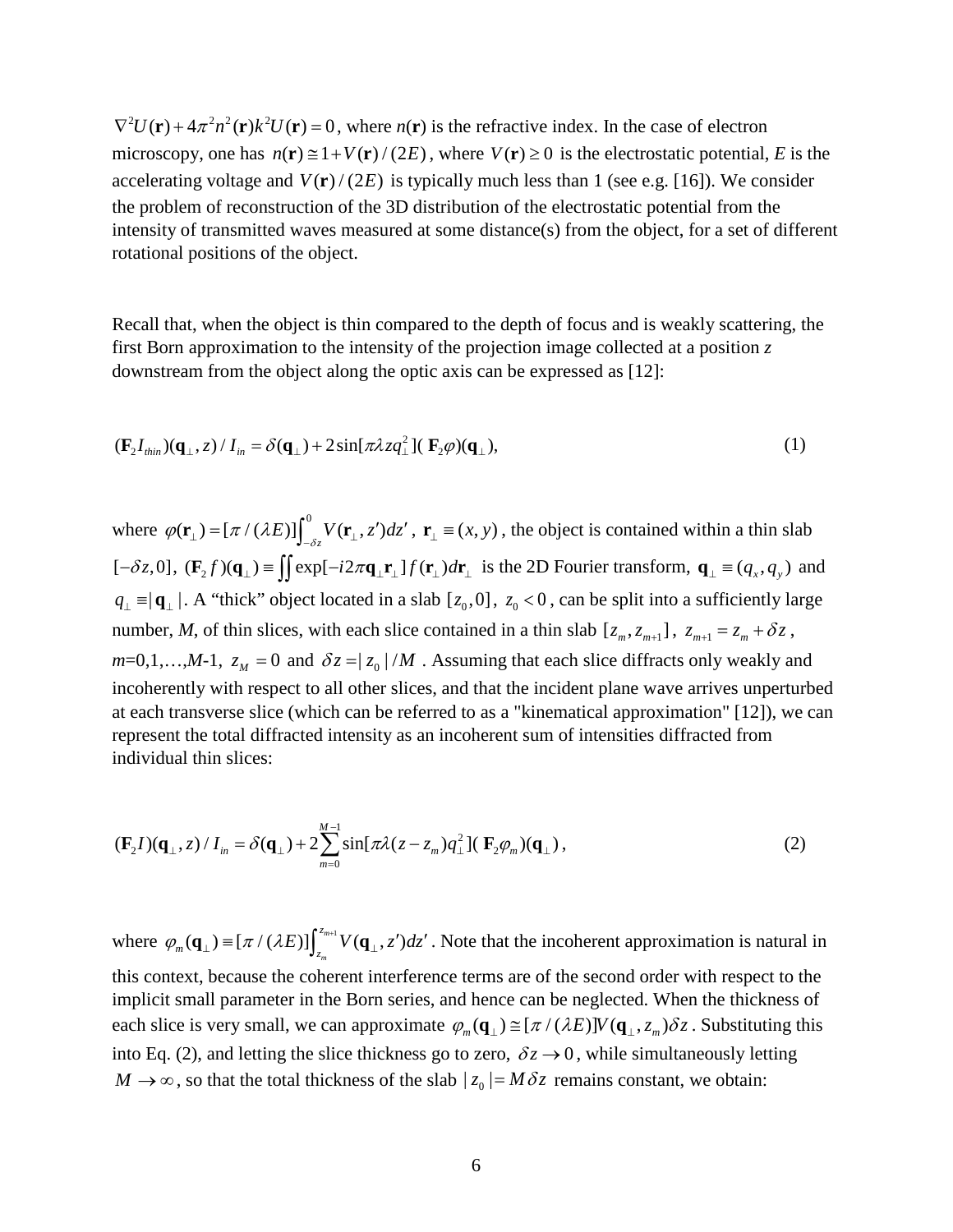$\nabla^2 U(\mathbf{r}) + 4\pi^2 n^2(\mathbf{r}) k^2 U(\mathbf{r}) = 0$, where $n(\mathbf{r})$ is the refractive index. In the case of electron microscopy, one has $n(\mathbf{r}) \cong 1 + V(\mathbf{r})/(2E)$, where $V(\mathbf{r}) \geq 0$ is the electrostatic potential, $E$ is the accelerating voltage and $V(\mathbf{r})/(2E)$ is typically much less than 1 (see e.g. [16]). We consider the problem of reconstruction of the 3D distribution of the electrostatic potential from the intensity of transmitted waves measured at some distance(s) from the object, for a set of different rotational positions of the object.

Recall that, when the object is thin compared to the depth of focus and is weakly scattering, the first Born approximation to the intensity of the projection image collected at a position $z$ downstream from the object along the optic axis can be expressed as [12]:

$$(\mathbf{F}_2 I_{thin})(\mathbf{q}_\perp, z)/I_{in} = \delta(\mathbf{q}_\perp) + 2\sin[\pi\lambda z q_\perp^2](\mathbf{F}_2\varphi)(\mathbf{q}_\perp), \tag{1}$$

where $\varphi(\mathbf{r}_\perp) = [\pi/(\lambda E)]\int_{-\delta z}^{0} V(\mathbf{r}_\perp, z')dz'$, $\mathbf{r}_\perp \equiv (x, y)$, the object is contained within a thin slab $[-\delta z, 0]$, $(\mathbf{F}_2 f)(\mathbf{q}_\perp) \equiv \iint \exp[-i2\pi\mathbf{q}_\perp\mathbf{r}_\perp] f(\mathbf{r}_\perp)d\mathbf{r}_\perp$ is the 2D Fourier transform, $\mathbf{q}_\perp \equiv (q_x, q_y)$ and $q_\perp \equiv |\mathbf{q}_\perp|$. A "thick" object located in a slab $[z_0, 0]$, $z_0 < 0$, can be split into a sufficiently large number, $M$, of thin slices, with each slice contained in a thin slab $[z_m, z_{m+1}]$, $z_{m+1} = z_m + \delta z$, $m$=0,1,…,$M$-1, $z_M = 0$ and $\delta z = |z_0|/M$. Assuming that each slice diffracts only weakly and incoherently with respect to all other slices, and that the incident plane wave arrives unperturbed at each transverse slice (which can be referred to as a "kinematical approximation" [12]), we can represent the total diffracted intensity as an incoherent sum of intensities diffracted from individual thin slices:

$$(\mathbf{F}_2 I)(\mathbf{q}_\perp, z)/I_{in} = \delta(\mathbf{q}_\perp) + 2\sum_{m=0}^{M-1}\sin[\pi\lambda(z - z_m)q_\perp^2](\mathbf{F}_2\varphi_m)(\mathbf{q}_\perp), \tag{2}$$

where $\varphi_m(\mathbf{q}_\perp) \equiv [\pi/(\lambda E)]\int_{z_m}^{z_{m+1}} V(\mathbf{q}_\perp, z')dz'$. Note that the incoherent approximation is natural in this context, because the coherent interference terms are of the second order with respect to the implicit small parameter in the Born series, and hence can be neglected. When the thickness of each slice is very small, we can approximate $\varphi_m(\mathbf{q}_\perp) \cong [\pi/(\lambda E)]V(\mathbf{q}_\perp, z_m)\delta z$. Substituting this into Eq. (2), and letting the slice thickness go to zero, $\delta z \to 0$, while simultaneously letting $M \to \infty$, so that the total thickness of the slab $|z_0| = M\delta z$ remains constant, we obtain: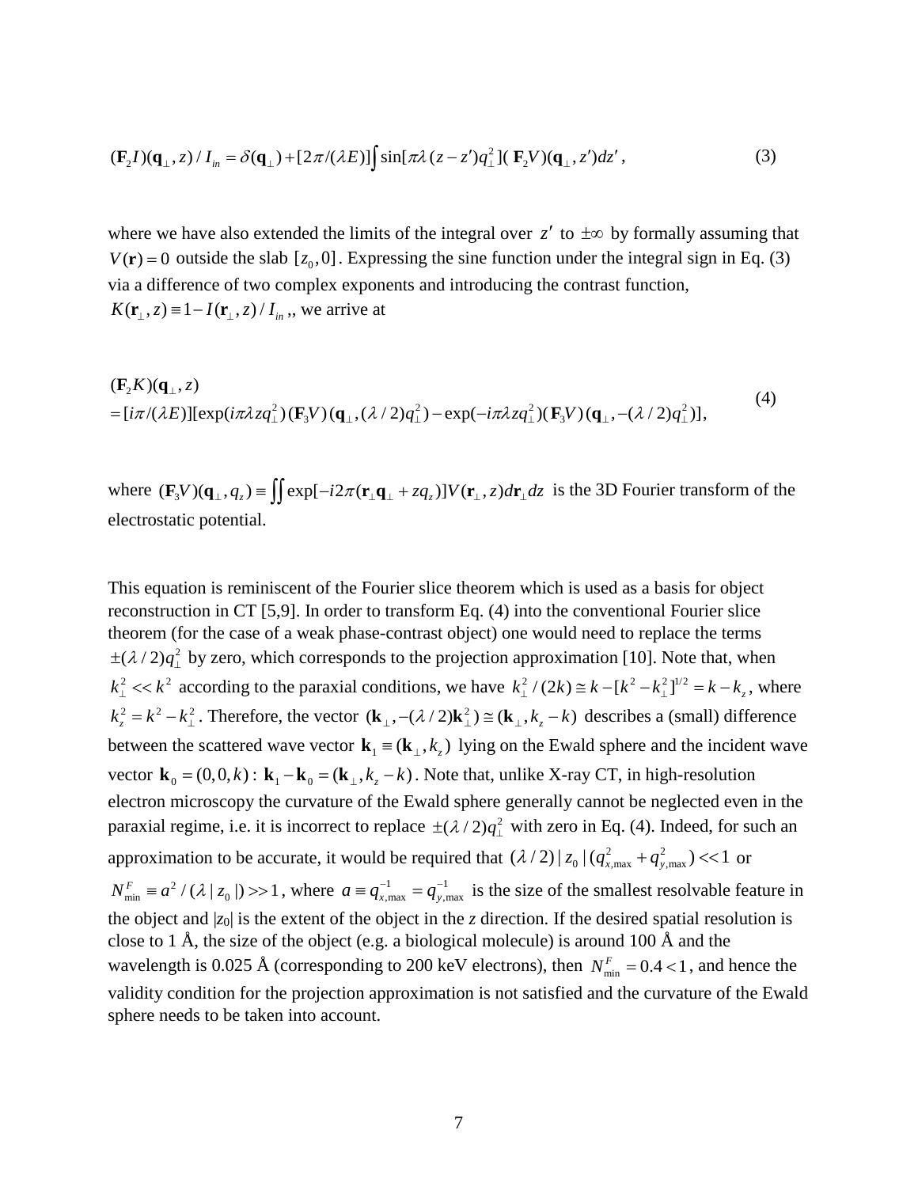$$(\mathbf{F}_2 I)(\mathbf{q}_\perp, z) / I_{in} = \delta(\mathbf{q}_\perp) + [2\pi / (\lambda E)] \int \sin[\pi\lambda(z - z')q_\perp^2](\mathbf{F}_2 V)(\mathbf{q}_\perp, z')dz', \tag{3}$$

where we have also extended the limits of the integral over $z'$ to $\pm\infty$ by formally assuming that $V(\mathbf{r}) = 0$ outside the slab $[z_0, 0]$. Expressing the sine function under the integral sign in Eq. (3) via a difference of two complex exponents and introducing the contrast function, $K(\mathbf{r}_\perp, z) \equiv 1 - I(\mathbf{r}_\perp, z) / I_{in}$ ,, we arrive at

$$\begin{aligned}
&(\mathbf{F}_2 K)(\mathbf{q}_\perp, z) \\
&= [i\pi / (\lambda E)][\exp(i\pi\lambda z q_\perp^2)(\mathbf{F}_3 V)(\mathbf{q}_\perp, (\lambda/2)q_\perp^2) - \exp(-i\pi\lambda z q_\perp^2)(\mathbf{F}_3 V)(\mathbf{q}_\perp, -(\lambda/2)q_\perp^2)],
\end{aligned} \tag{4}$$

where $(\mathbf{F}_3 V)(\mathbf{q}_\perp, q_z) \equiv \iint \exp[-i2\pi(\mathbf{r}_\perp \mathbf{q}_\perp + z q_z)] V(\mathbf{r}_\perp, z) d\mathbf{r}_\perp dz$ is the 3D Fourier transform of the electrostatic potential.

This equation is reminiscent of the Fourier slice theorem which is used as a basis for object reconstruction in CT [5,9]. In order to transform Eq. (4) into the conventional Fourier slice theorem (for the case of a weak phase-contrast object) one would need to replace the terms $\pm(\lambda/2)q_\perp^2$ by zero, which corresponds to the projection approximation [10]. Note that, when $k_\perp^2 << k^2$ according to the paraxial conditions, we have $k_\perp^2 / (2k) \cong k - [k^2 - k_\perp^2]^{1/2} = k - k_z$, where $k_z^2 = k^2 - k_\perp^2$. Therefore, the vector $(\mathbf{k}_\perp, -(\lambda/2)\mathbf{k}_\perp^2) \cong (\mathbf{k}_\perp, k_z - k)$ describes a (small) difference between the scattered wave vector $\mathbf{k}_1 \equiv (\mathbf{k}_\perp, k_z)$ lying on the Ewald sphere and the incident wave vector $\mathbf{k}_0 = (0,0,k)$ : $\mathbf{k}_1 - \mathbf{k}_0 = (\mathbf{k}_\perp, k_z - k)$. Note that, unlike X-ray CT, in high-resolution electron microscopy the curvature of the Ewald sphere generally cannot be neglected even in the paraxial regime, i.e. it is incorrect to replace $\pm(\lambda/2)q_\perp^2$ with zero in Eq. (4). Indeed, for such an approximation to be accurate, it would be required that $(\lambda/2)|z_0|(q_{x,\max}^2 + q_{y,\max}^2) << 1$ or $N_{\min}^F \equiv a^2 / (\lambda |z_0|) >> 1$, where $a \equiv q_{x,\max}^{-1} = q_{y,\max}^{-1}$ is the size of the smallest resolvable feature in the object and $|z_0|$ is the extent of the object in the $z$ direction. If the desired spatial resolution is close to 1 Å, the size of the object (e.g. a biological molecule) is around 100 Å and the wavelength is 0.025 Å (corresponding to 200 keV electrons), then $N_{\min}^F = 0.4 < 1$, and hence the validity condition for the projection approximation is not satisfied and the curvature of the Ewald sphere needs to be taken into account.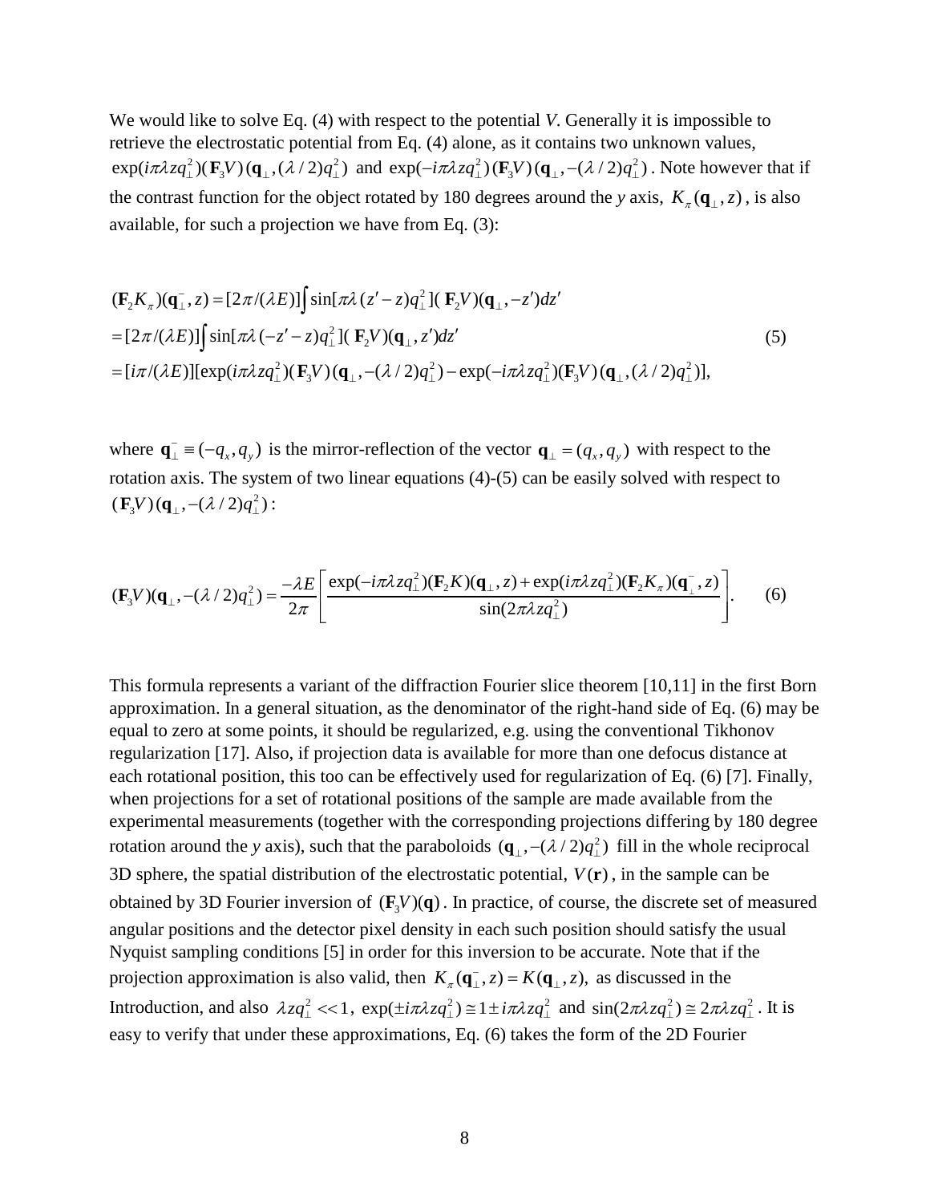We would like to solve Eq. (4) with respect to the potential *V*. Generally it is impossible to retrieve the electrostatic potential from Eq. (4) alone, as it contains two unknown values, $\exp(i\pi\lambda z q_\perp^2)(\mathbf{F}_3 V)(\mathbf{q}_\perp,(\lambda/2)q_\perp^2)$ and $\exp(-i\pi\lambda z q_\perp^2)(\mathbf{F}_3 V)(\mathbf{q}_\perp,-(\lambda/2)q_\perp^2)$. Note however that if the contrast function for the object rotated by 180 degrees around the *y* axis, $K_\pi(\mathbf{q}_\perp, z)$, is also available, for such a projection we have from Eq. (3):

$$
\begin{aligned}
(\mathbf{F}_2 K_\pi)(\mathbf{q}_\perp^-, z) &= [2\pi/(\lambda E)]\int \sin[\pi\lambda(z'-z)q_\perp^2](\mathbf{F}_2 V)(\mathbf{q}_\perp, -z')dz' \\
&= [2\pi/(\lambda E)]\int \sin[\pi\lambda(-z'-z)q_\perp^2](\mathbf{F}_2 V)(\mathbf{q}_\perp, z')dz' \\
&= [i\pi/(\lambda E)][\exp(i\pi\lambda z q_\perp^2)(\mathbf{F}_3 V)(\mathbf{q}_\perp,-(\lambda/2)q_\perp^2) - \exp(-i\pi\lambda z q_\perp^2)(\mathbf{F}_3 V)(\mathbf{q}_\perp,(\lambda/2)q_\perp^2)],
\end{aligned}
\tag{5}
$$

where $\mathbf{q}_\perp^- \equiv (-q_x, q_y)$ is the mirror-reflection of the vector $\mathbf{q}_\perp = (q_x, q_y)$ with respect to the rotation axis. The system of two linear equations (4)-(5) can be easily solved with respect to $(\mathbf{F}_3 V)(\mathbf{q}_\perp,-(\lambda/2)q_\perp^2)$:

$$
(\mathbf{F}_3 V)(\mathbf{q}_\perp,-(\lambda/2)q_\perp^2) = \frac{-\lambda E}{2\pi}\left[\frac{\exp(-i\pi\lambda z q_\perp^2)(\mathbf{F}_2 K)(\mathbf{q}_\perp, z) + \exp(i\pi\lambda z q_\perp^2)(\mathbf{F}_2 K_\pi)(\mathbf{q}_\perp^-, z)}{\sin(2\pi\lambda z q_\perp^2)}\right]. \tag{6}
$$

This formula represents a variant of the diffraction Fourier slice theorem [10,11] in the first Born approximation. In a general situation, as the denominator of the right-hand side of Eq. (6) may be equal to zero at some points, it should be regularized, e.g. using the conventional Tikhonov regularization [17]. Also, if projection data is available for more than one defocus distance at each rotational position, this too can be effectively used for regularization of Eq. (6) [7]. Finally, when projections for a set of rotational positions of the sample are made available from the experimental measurements (together with the corresponding projections differing by 180 degree rotation around the *y* axis), such that the paraboloids $(\mathbf{q}_\perp,-(\lambda/2)q_\perp^2)$ fill in the whole reciprocal 3D sphere, the spatial distribution of the electrostatic potential, $V(\mathbf{r})$, in the sample can be obtained by 3D Fourier inversion of $(\mathbf{F}_3 V)(\mathbf{q})$. In practice, of course, the discrete set of measured angular positions and the detector pixel density in each such position should satisfy the usual Nyquist sampling conditions [5] in order for this inversion to be accurate. Note that if the projection approximation is also valid, then $K_\pi(\mathbf{q}_\perp^-, z) = K(\mathbf{q}_\perp, z)$, as discussed in the Introduction, and also $\lambda z q_\perp^2 << 1$, $\exp(\pm i\pi\lambda z q_\perp^2) \cong 1 \pm i\pi\lambda z q_\perp^2$ and $\sin(2\pi\lambda z q_\perp^2) \cong 2\pi\lambda z q_\perp^2$. It is easy to verify that under these approximations, Eq. (6) takes the form of the 2D Fourier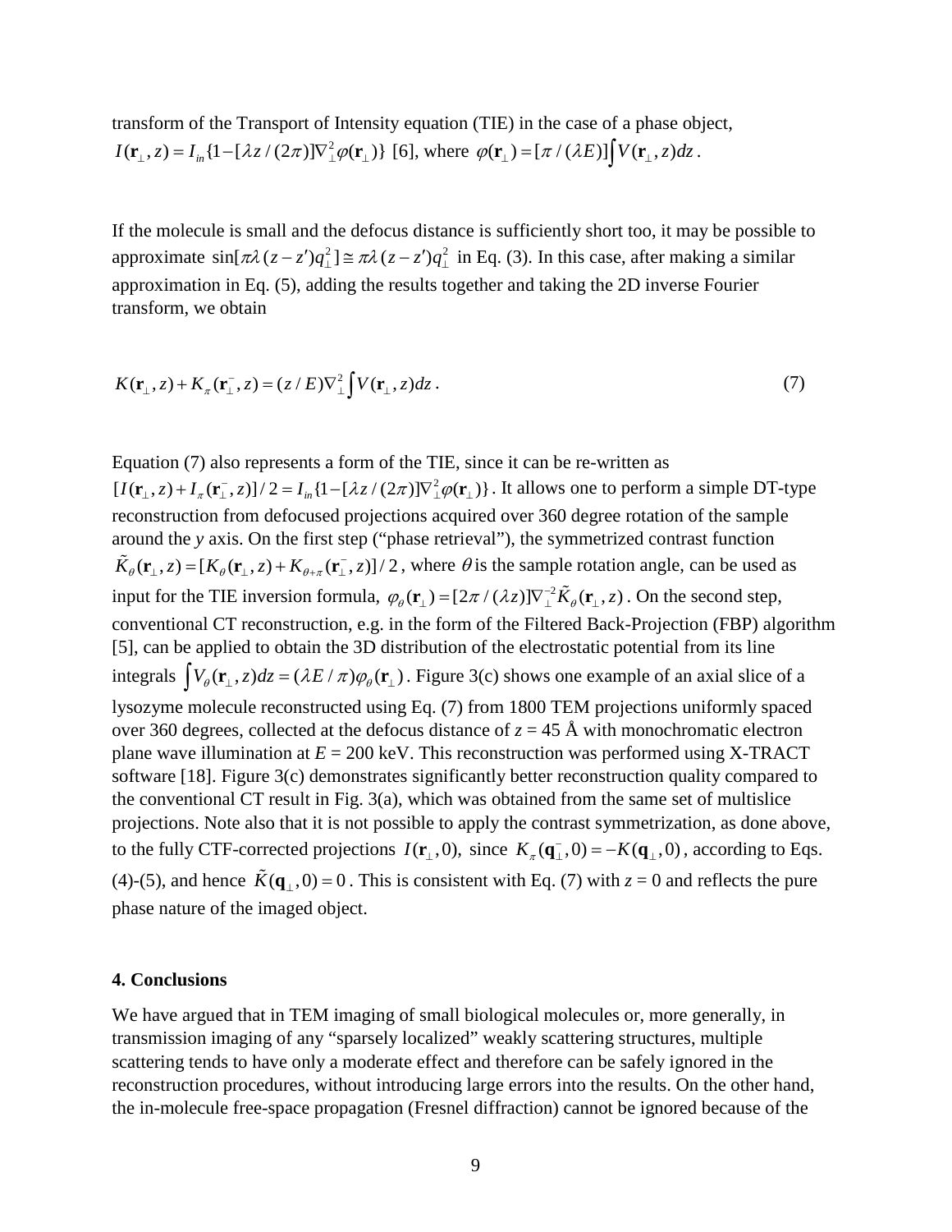transform of the Transport of Intensity equation (TIE) in the case of a phase object, $I(\mathbf{r}_\perp, z) = I_{in}\{1-[\lambda z/(2\pi)]\nabla_\perp^2 \varphi(\mathbf{r}_\perp)\}$ [6], where $\varphi(\mathbf{r}_\perp) = [\pi/(\lambda E)]\int V(\mathbf{r}_\perp, z)dz$.

If the molecule is small and the defocus distance is sufficiently short too, it may be possible to approximate $\sin[\pi\lambda(z-z')q_\perp^2] \cong \pi\lambda(z-z')q_\perp^2$ in Eq. (3). In this case, after making a similar approximation in Eq. (5), adding the results together and taking the 2D inverse Fourier transform, we obtain

$$K(\mathbf{r}_\perp, z) + K_\pi(\mathbf{r}_\perp^-, z) = (z/E)\nabla_\perp^2 \int V(\mathbf{r}_\perp, z)dz\,. \tag{7}$$

Equation (7) also represents a form of the TIE, since it can be re-written as $[I(\mathbf{r}_\perp, z) + I_\pi(\mathbf{r}_\perp^-, z)]/2 = I_{in}\{1-[\lambda z/(2\pi)]\nabla_\perp^2 \varphi(\mathbf{r}_\perp)\}$. It allows one to perform a simple DT-type reconstruction from defocused projections acquired over 360 degree rotation of the sample around the $y$ axis. On the first step ("phase retrieval"), the symmetrized contrast function $\tilde{K}_\theta(\mathbf{r}_\perp, z) = [K_\theta(\mathbf{r}_\perp, z) + K_{\theta+\pi}(\mathbf{r}_\perp^-, z)]/2$, where $\theta$ is the sample rotation angle, can be used as input for the TIE inversion formula, $\varphi_\theta(\mathbf{r}_\perp) = [2\pi/(\lambda z)]\nabla_\perp^{-2}\tilde{K}_\theta(\mathbf{r}_\perp, z)$. On the second step, conventional CT reconstruction, e.g. in the form of the Filtered Back-Projection (FBP) algorithm [5], can be applied to obtain the 3D distribution of the electrostatic potential from its line integrals $\int V_\theta(\mathbf{r}_\perp, z)dz = (\lambda E/\pi)\varphi_\theta(\mathbf{r}_\perp)$. Figure 3(c) shows one example of an axial slice of a lysozyme molecule reconstructed using Eq. (7) from 1800 TEM projections uniformly spaced over 360 degrees, collected at the defocus distance of $z$ = 45 Å with monochromatic electron plane wave illumination at $E$ = 200 keV. This reconstruction was performed using X-TRACT software [18]. Figure 3(c) demonstrates significantly better reconstruction quality compared to the conventional CT result in Fig. 3(a), which was obtained from the same set of multislice projections. Note also that it is not possible to apply the contrast symmetrization, as done above, to the fully CTF-corrected projections $I(\mathbf{r}_\perp, 0)$, since $K_\pi(\mathbf{q}_\perp^-, 0) = -K(\mathbf{q}_\perp, 0)$, according to Eqs. (4)-(5), and hence $\tilde{K}(\mathbf{q}_\perp, 0) = 0$. This is consistent with Eq. (7) with $z$ = 0 and reflects the pure phase nature of the imaged object.

**4. Conclusions**

We have argued that in TEM imaging of small biological molecules or, more generally, in transmission imaging of any "sparsely localized" weakly scattering structures, multiple scattering tends to have only a moderate effect and therefore can be safely ignored in the reconstruction procedures, without introducing large errors into the results. On the other hand, the in-molecule free-space propagation (Fresnel diffraction) cannot be ignored because of the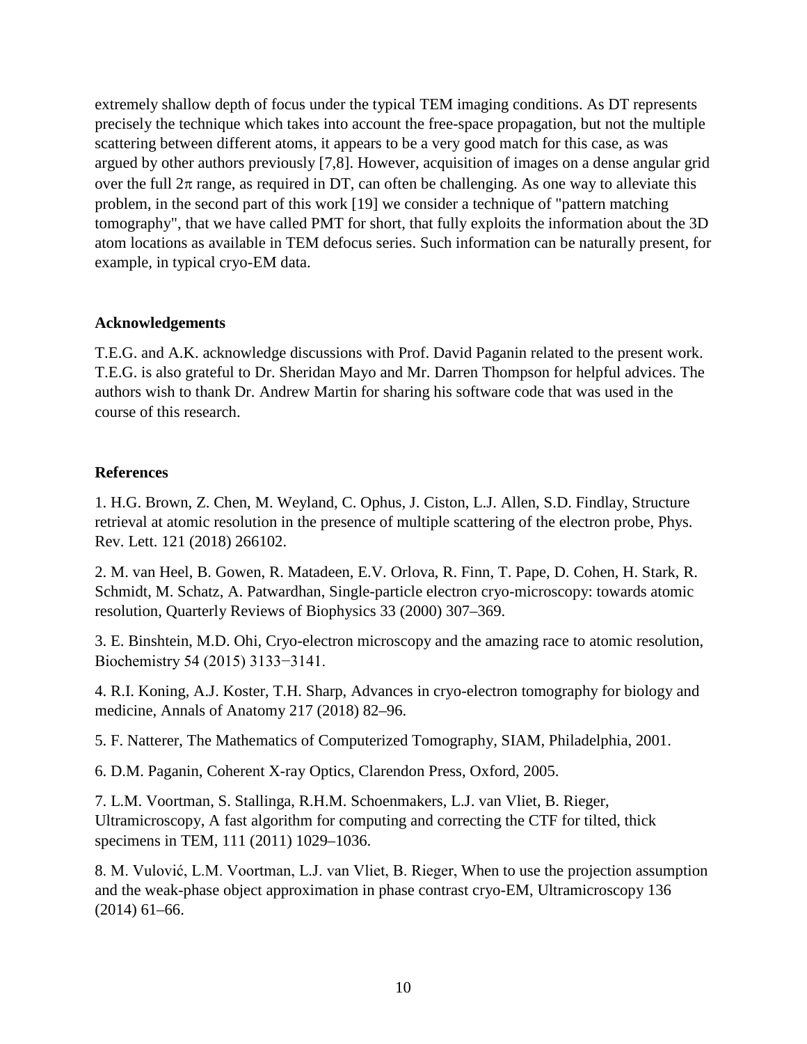extremely shallow depth of focus under the typical TEM imaging conditions. As DT represents precisely the technique which takes into account the free-space propagation, but not the multiple scattering between different atoms, it appears to be a very good match for this case, as was argued by other authors previously [7,8]. However, acquisition of images on a dense angular grid over the full $2\pi$ range, as required in DT, can often be challenging. As one way to alleviate this problem, in the second part of this work [19] we consider a technique of "pattern matching tomography", that we have called PMT for short, that fully exploits the information about the 3D atom locations as available in TEM defocus series. Such information can be naturally present, for example, in typical cryo-EM data.

## Acknowledgements

T.E.G. and A.K. acknowledge discussions with Prof. David Paganin related to the present work. T.E.G. is also grateful to Dr. Sheridan Mayo and Mr. Darren Thompson for helpful advices. The authors wish to thank Dr. Andrew Martin for sharing his software code that was used in the course of this research.

## References

1. H.G. Brown, Z. Chen, M. Weyland, C. Ophus, J. Ciston, L.J. Allen, S.D. Findlay, Structure retrieval at atomic resolution in the presence of multiple scattering of the electron probe, Phys. Rev. Lett. 121 (2018) 266102.

2. M. van Heel, B. Gowen, R. Matadeen, E.V. Orlova, R. Finn, T. Pape, D. Cohen, H. Stark, R. Schmidt, M. Schatz, A. Patwardhan, Single-particle electron cryo-microscopy: towards atomic resolution, Quarterly Reviews of Biophysics 33 (2000) 307–369.

3. E. Binshtein, M.D. Ohi, Cryo-electron microscopy and the amazing race to atomic resolution, Biochemistry 54 (2015) 3133−3141.

4. R.I. Koning, A.J. Koster, T.H. Sharp, Advances in cryo-electron tomography for biology and medicine, Annals of Anatomy 217 (2018) 82–96.

5. F. Natterer, The Mathematics of Computerized Tomography, SIAM, Philadelphia, 2001.

6. D.M. Paganin, Coherent X-ray Optics, Clarendon Press, Oxford, 2005.

7. L.M. Voortman, S. Stallinga, R.H.M. Schoenmakers, L.J. van Vliet, B. Rieger, Ultramicroscopy, A fast algorithm for computing and correcting the CTF for tilted, thick specimens in TEM, 111 (2011) 1029–1036.

8. M. Vulović, L.M. Voortman, L.J. van Vliet, B. Rieger, When to use the projection assumption and the weak-phase object approximation in phase contrast cryo-EM, Ultramicroscopy 136 (2014) 61–66.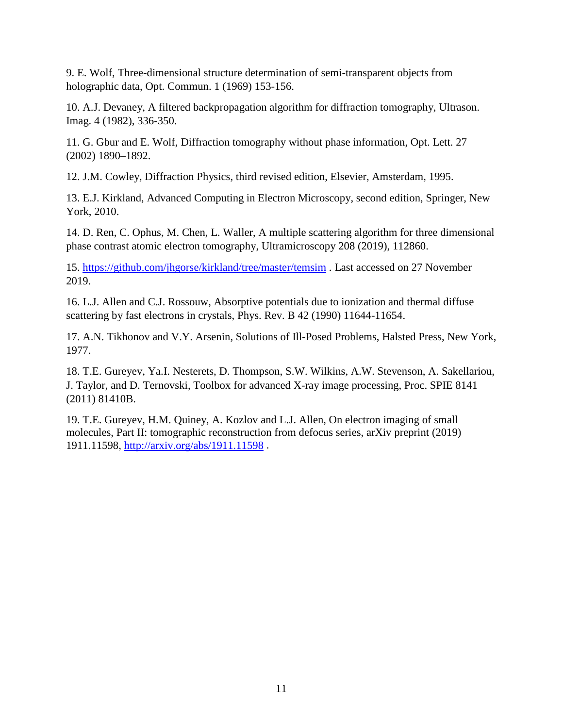9. E. Wolf, Three-dimensional structure determination of semi-transparent objects from holographic data, Opt. Commun. 1 (1969) 153-156.

10. A.J. Devaney, A filtered backpropagation algorithm for diffraction tomography, Ultrason. Imag. 4 (1982), 336-350.

11. G. Gbur and E. Wolf, Diffraction tomography without phase information, Opt. Lett. 27 (2002) 1890–1892.

12. J.M. Cowley, Diffraction Physics, third revised edition, Elsevier, Amsterdam, 1995.

13. E.J. Kirkland, Advanced Computing in Electron Microscopy, second edition, Springer, New York, 2010.

14. D. Ren, C. Ophus, M. Chen, L. Waller, A multiple scattering algorithm for three dimensional phase contrast atomic electron tomography, Ultramicroscopy 208 (2019), 112860.

15. https://github.com/jhgorse/kirkland/tree/master/temsim . Last accessed on 27 November 2019.

16. L.J. Allen and C.J. Rossouw, Absorptive potentials due to ionization and thermal diffuse scattering by fast electrons in crystals, Phys. Rev. B 42 (1990) 11644-11654.

17. A.N. Tikhonov and V.Y. Arsenin, Solutions of Ill-Posed Problems, Halsted Press, New York, 1977.

18. T.E. Gureyev, Ya.I. Nesterets, D. Thompson, S.W. Wilkins, A.W. Stevenson, A. Sakellariou, J. Taylor, and D. Ternovski, Toolbox for advanced X-ray image processing, Proc. SPIE 8141 (2011) 81410B.

19. T.E. Gureyev, H.M. Quiney, A. Kozlov and L.J. Allen, On electron imaging of small molecules, Part II: tomographic reconstruction from defocus series, arXiv preprint (2019) 1911.11598, http://arxiv.org/abs/1911.11598 .